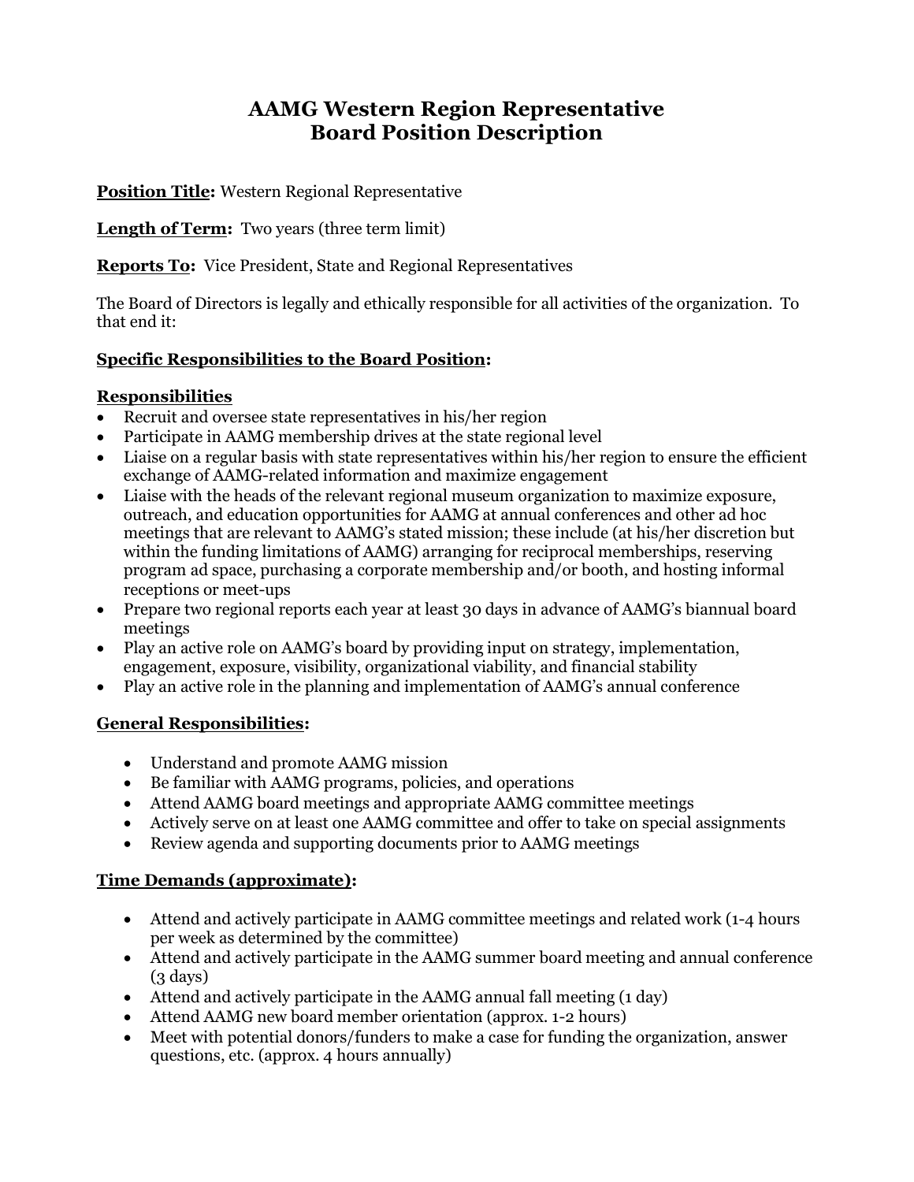# AAMG Western Region Representative
# Board Position Description

**Position Title:** Western Regional Representative

**Length of Term:** Two years (three term limit)

**Reports To:** Vice President, State and Regional Representatives

The Board of Directors is legally and ethically responsible for all activities of the organization. To that end it:

**Specific Responsibilities to the Board Position:**

**Responsibilities**

- Recruit and oversee state representatives in his/her region
- Participate in AAMG membership drives at the state regional level
- Liaise on a regular basis with state representatives within his/her region to ensure the efficient exchange of AAMG-related information and maximize engagement
- Liaise with the heads of the relevant regional museum organization to maximize exposure, outreach, and education opportunities for AAMG at annual conferences and other ad hoc meetings that are relevant to AAMG's stated mission; these include (at his/her discretion but within the funding limitations of AAMG) arranging for reciprocal memberships, reserving program ad space, purchasing a corporate membership and/or booth, and hosting informal receptions or meet-ups
- Prepare two regional reports each year at least 30 days in advance of AAMG's biannual board meetings
- Play an active role on AAMG's board by providing input on strategy, implementation, engagement, exposure, visibility, organizational viability, and financial stability
- Play an active role in the planning and implementation of AAMG's annual conference

**General Responsibilities:**

- Understand and promote AAMG mission
- Be familiar with AAMG programs, policies, and operations
- Attend AAMG board meetings and appropriate AAMG committee meetings
- Actively serve on at least one AAMG committee and offer to take on special assignments
- Review agenda and supporting documents prior to AAMG meetings

**Time Demands (approximate):**

- Attend and actively participate in AAMG committee meetings and related work (1-4 hours per week as determined by the committee)
- Attend and actively participate in the AAMG summer board meeting and annual conference (3 days)
- Attend and actively participate in the AAMG annual fall meeting (1 day)
- Attend AAMG new board member orientation (approx. 1-2 hours)
- Meet with potential donors/funders to make a case for funding the organization, answer questions, etc. (approx. 4 hours annually)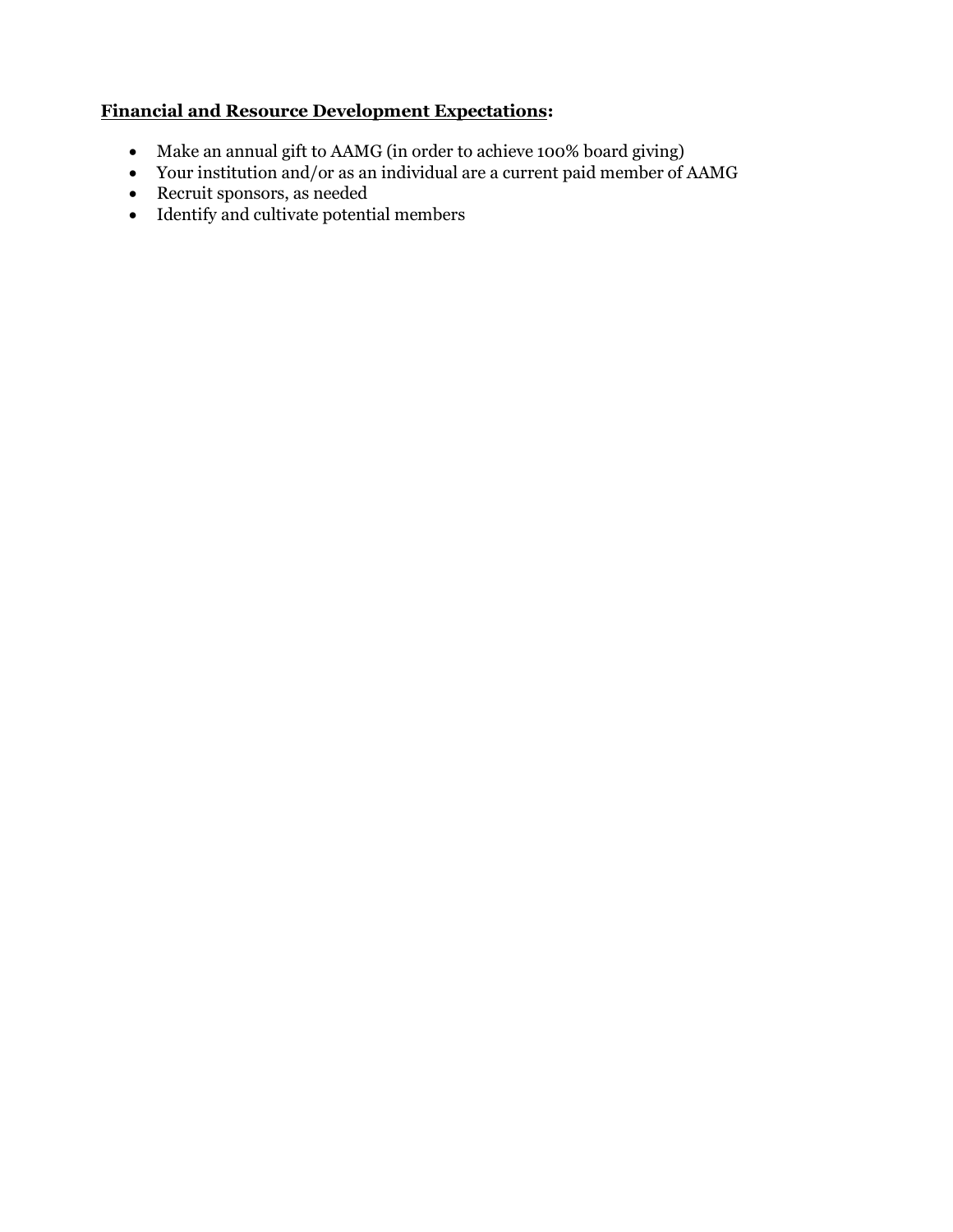**<u>Financial and Resource Development Expectations</u>:**

- Make an annual gift to AAMG (in order to achieve 100% board giving)
- Your institution and/or as an individual are a current paid member of AAMG
- Recruit sponsors, as needed
- Identify and cultivate potential members